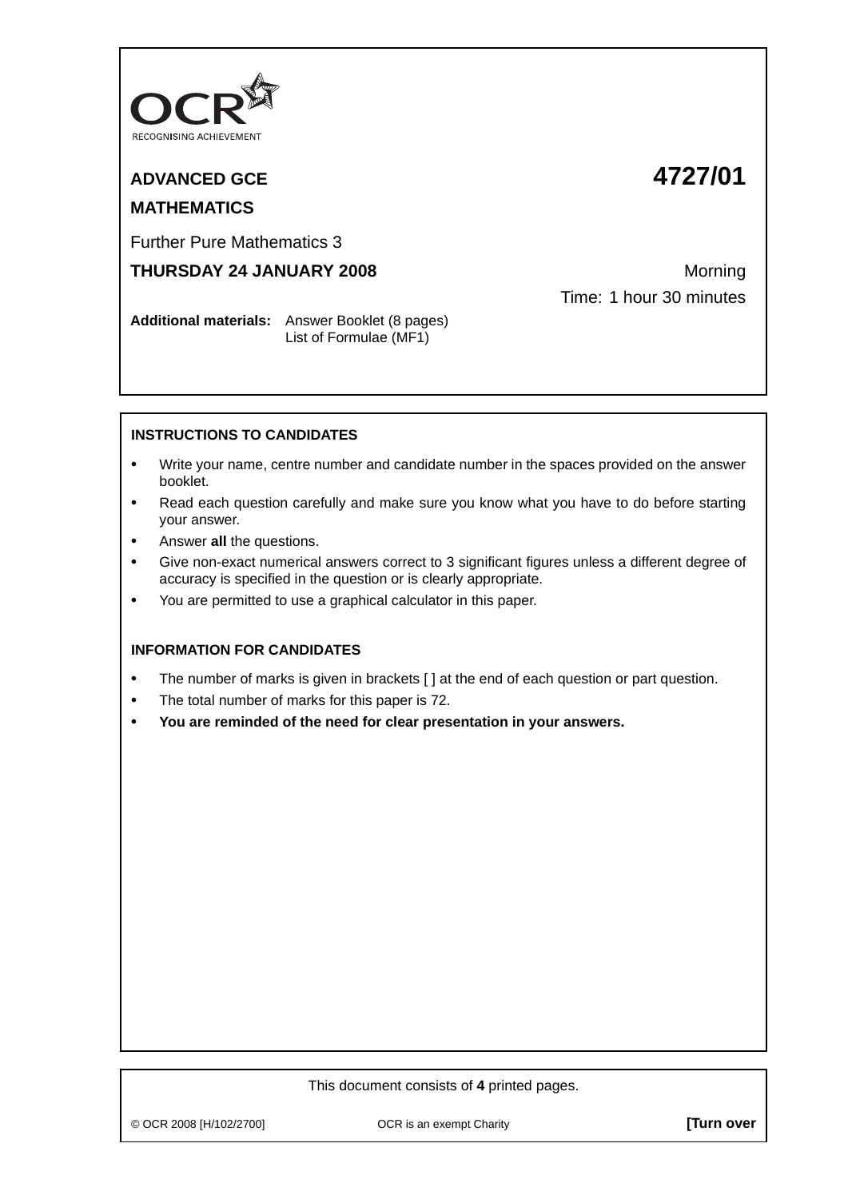OCR RECOGNISING ACHIEVEMENT

# ADVANCED GCE 4727/01

## MATHEMATICS

Further Pure Mathematics 3

**THURSDAY 24 JANUARY 2008** Morning

Time: 1 hour 30 minutes

**Additional materials:** Answer Booklet (8 pages)
List of Formulae (MF1)

**INSTRUCTIONS TO CANDIDATES**

- Write your name, centre number and candidate number in the spaces provided on the answer booklet.
- Read each question carefully and make sure you know what you have to do before starting your answer.
- Answer **all** the questions.
- Give non-exact numerical answers correct to 3 significant figures unless a different degree of accuracy is specified in the question or is clearly appropriate.
- You are permitted to use a graphical calculator in this paper.

**INFORMATION FOR CANDIDATES**

- The number of marks is given in brackets [ ] at the end of each question or part question.
- The total number of marks for this paper is 72.
- **You are reminded of the need for clear presentation in your answers.**

This document consists of **4** printed pages.

© OCR 2008 [H/102/2700] OCR is an exempt Charity **[Turn over**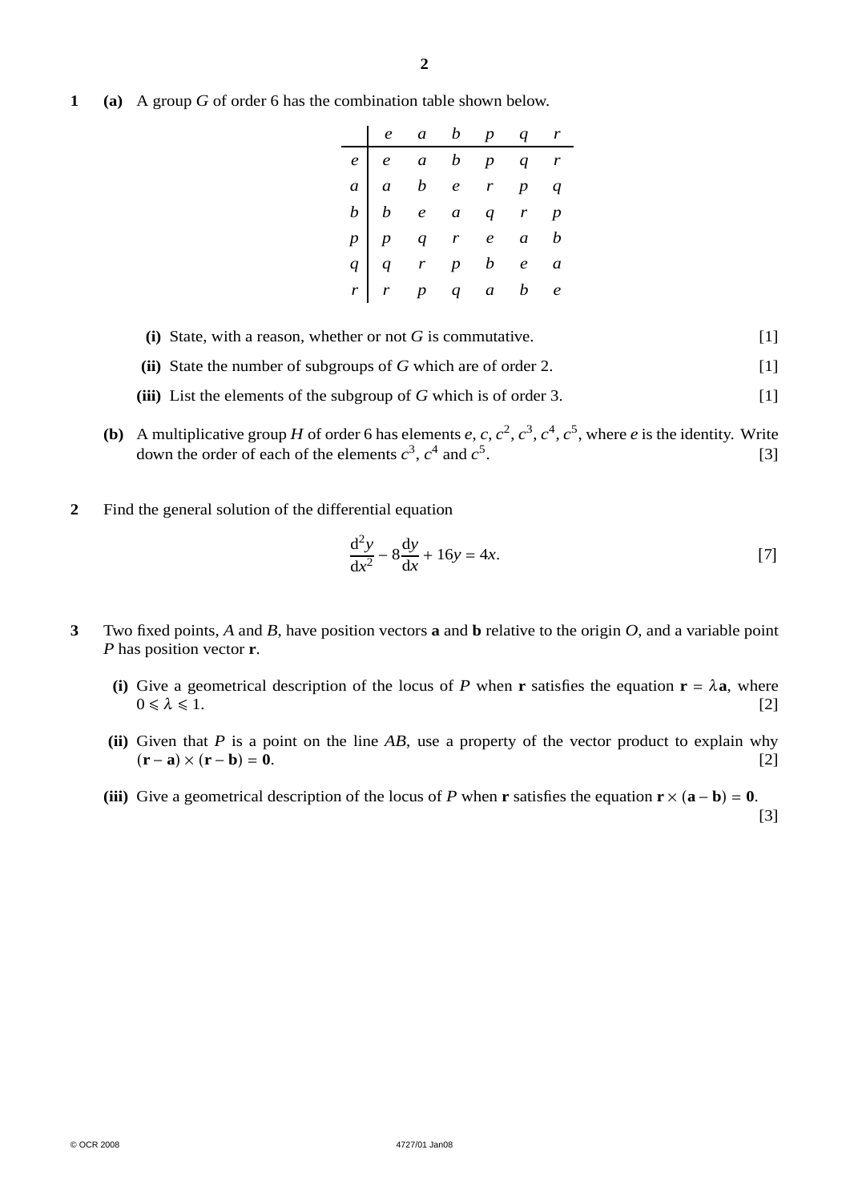**1** **(a)** A group $G$ of order 6 has the combination table shown below.

|  | $e$ | $a$ | $b$ | $p$ | $q$ | $r$ |
|---|---|---|---|---|---|---|
| $e$ | $e$ | $a$ | $b$ | $p$ | $q$ | $r$ |
| $a$ | $a$ | $b$ | $e$ | $r$ | $p$ | $q$ |
| $b$ | $b$ | $e$ | $a$ | $q$ | $r$ | $p$ |
| $p$ | $p$ | $q$ | $r$ | $e$ | $a$ | $b$ |
| $q$ | $q$ | $r$ | $p$ | $b$ | $e$ | $a$ |
| $r$ | $r$ | $p$ | $q$ | $a$ | $b$ | $e$ |

**(i)** State, with a reason, whether or not $G$ is commutative. [1]

**(ii)** State the number of subgroups of $G$ which are of order 2. [1]

**(iii)** List the elements of the subgroup of $G$ which is of order 3. [1]

**(b)** A multiplicative group $H$ of order 6 has elements $e$, $c$, $c^2$, $c^3$, $c^4$, $c^5$, where $e$ is the identity. Write down the order of each of the elements $c^3$, $c^4$ and $c^5$. [3]

**2** Find the general solution of the differential equation

$$\frac{d^2y}{dx^2} - 8\frac{dy}{dx} + 16y = 4x. \qquad [7]$$

**3** Two fixed points, $A$ and $B$, have position vectors $\mathbf{a}$ and $\mathbf{b}$ relative to the origin $O$, and a variable point $P$ has position vector $\mathbf{r}$.

**(i)** Give a geometrical description of the locus of $P$ when $\mathbf{r}$ satisfies the equation $\mathbf{r} = \lambda\mathbf{a}$, where $0 \leqslant \lambda \leqslant 1$. [2]

**(ii)** Given that $P$ is a point on the line $AB$, use a property of the vector product to explain why $(\mathbf{r} - \mathbf{a}) \times (\mathbf{r} - \mathbf{b}) = \mathbf{0}$. [2]

**(iii)** Give a geometrical description of the locus of $P$ when $\mathbf{r}$ satisfies the equation $\mathbf{r} \times (\mathbf{a} - \mathbf{b}) = \mathbf{0}$. [3]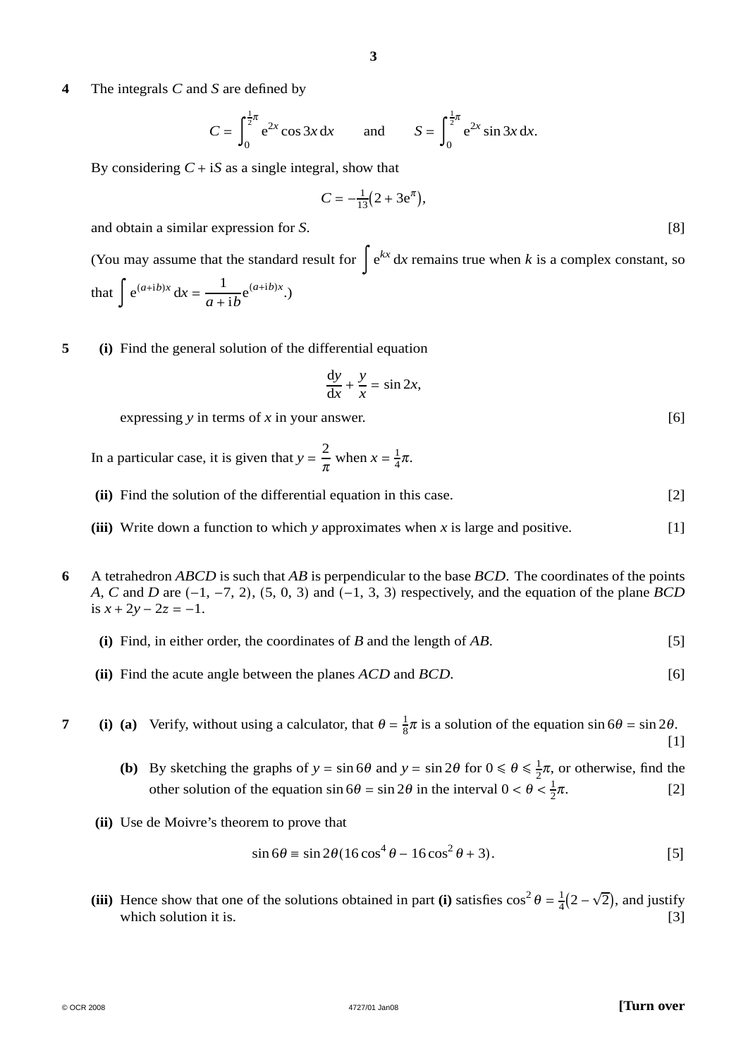**4** The integrals $C$ and $S$ are defined by

$$C = \int_0^{\frac{1}{2}\pi} e^{2x} \cos 3x \, dx \qquad \text{and} \qquad S = \int_0^{\frac{1}{2}\pi} e^{2x} \sin 3x \, dx.$$

By considering $C + iS$ as a single integral, show that

$$C = -\tfrac{1}{13}\left(2 + 3e^{\pi}\right),$$

and obtain a similar expression for $S$. [8]

(You may assume that the standard result for $\int e^{kx} \, dx$ remains true when $k$ is a complex constant, so that $\int e^{(a+ib)x} \, dx = \dfrac{1}{a+ib} e^{(a+ib)x}$.)

**5** **(i)** Find the general solution of the differential equation

$$\frac{dy}{dx} + \frac{y}{x} = \sin 2x,$$

expressing $y$ in terms of $x$ in your answer. [6]

In a particular case, it is given that $y = \dfrac{2}{\pi}$ when $x = \frac{1}{4}\pi$.

**(ii)** Find the solution of the differential equation in this case. [2]

**(iii)** Write down a function to which $y$ approximates when $x$ is large and positive. [1]

**6** A tetrahedron $ABCD$ is such that $AB$ is perpendicular to the base $BCD$. The coordinates of the points $A$, $C$ and $D$ are $(-1, -7, 2)$, $(5, 0, 3)$ and $(-1, 3, 3)$ respectively, and the equation of the plane $BCD$ is $x + 2y - 2z = -1$.

**(i)** Find, in either order, the coordinates of $B$ and the length of $AB$. [5]

**(ii)** Find the acute angle between the planes $ACD$ and $BCD$. [6]

**7** **(i)** **(a)** Verify, without using a calculator, that $\theta = \frac{1}{8}\pi$ is a solution of the equation $\sin 6\theta = \sin 2\theta$. [1]

**(b)** By sketching the graphs of $y = \sin 6\theta$ and $y = \sin 2\theta$ for $0 \leqslant \theta \leqslant \frac{1}{2}\pi$, or otherwise, find the other solution of the equation $\sin 6\theta = \sin 2\theta$ in the interval $0 < \theta < \frac{1}{2}\pi$. [2]

**(ii)** Use de Moivre's theorem to prove that

$$\sin 6\theta \equiv \sin 2\theta (16\cos^4\theta - 16\cos^2\theta + 3).$$ [5]

**(iii)** Hence show that one of the solutions obtained in part **(i)** satisfies $\cos^2\theta = \frac{1}{4}\left(2 - \sqrt{2}\right)$, and justify which solution it is. [3]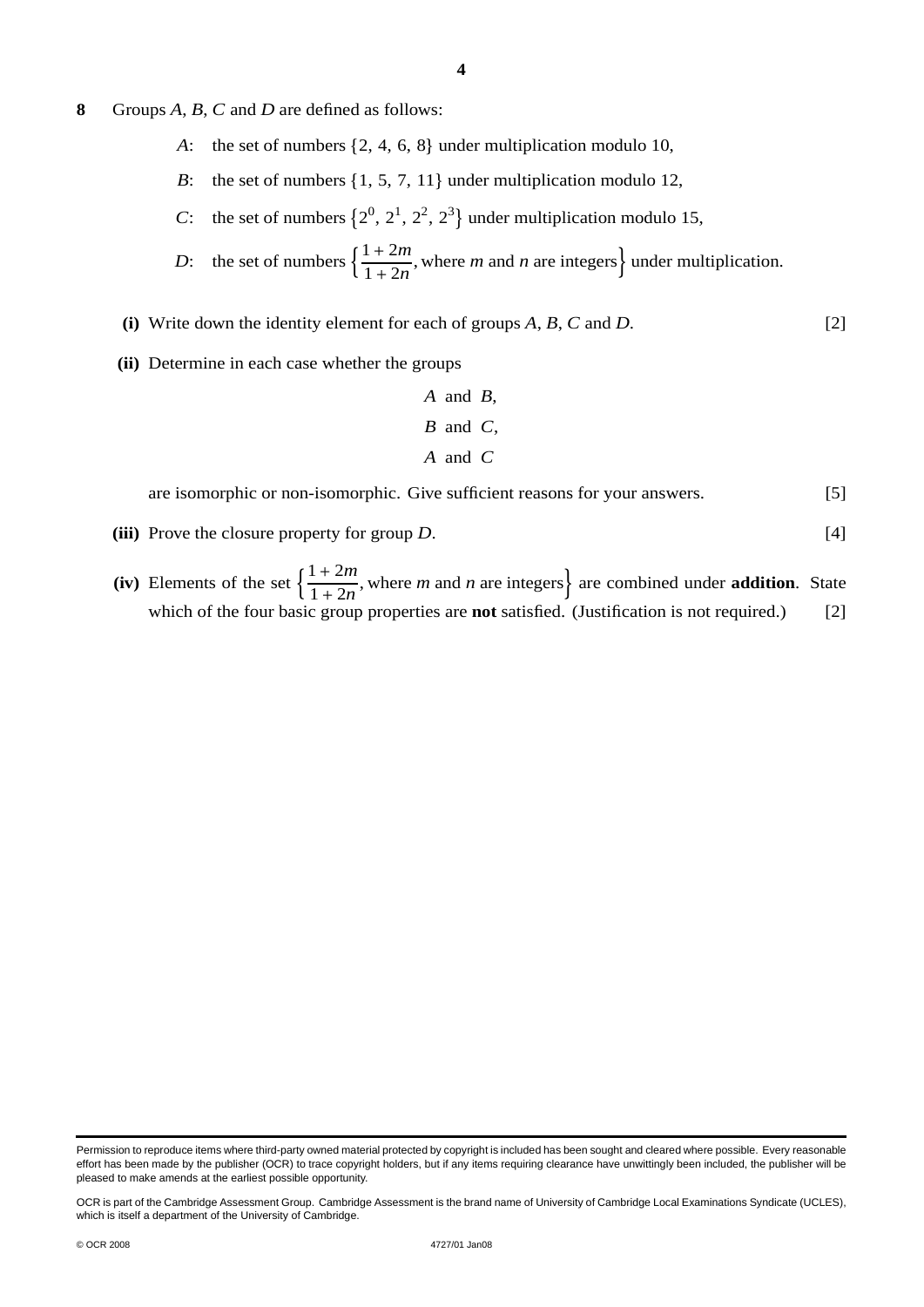**8** Groups $A$, $B$, $C$ and $D$ are defined as follows:

$A$: the set of numbers $\{2, 4, 6, 8\}$ under multiplication modulo 10,

$B$: the set of numbers $\{1, 5, 7, 11\}$ under multiplication modulo 12,

$C$: the set of numbers $\{2^0, 2^1, 2^2, 2^3\}$ under multiplication modulo 15,

$D$: the set of numbers $\left\{\frac{1+2m}{1+2n}, \text{where } m \text{ and } n \text{ are integers}\right\}$ under multiplication.

**(i)** Write down the identity element for each of groups $A$, $B$, $C$ and $D$. [2]

**(ii)** Determine in each case whether the groups

$A$ and $B$,

$B$ and $C$,

$A$ and $C$

are isomorphic or non-isomorphic. Give sufficient reasons for your answers. [5]

**(iii)** Prove the closure property for group $D$. [4]

**(iv)** Elements of the set $\left\{\frac{1+2m}{1+2n}, \text{where } m \text{ and } n \text{ are integers}\right\}$ are combined under **addition**. State which of the four basic group properties are **not** satisfied. (Justification is not required.) [2]

Permission to reproduce items where third-party owned material protected by copyright is included has been sought and cleared where possible. Every reasonable effort has been made by the publisher (OCR) to trace copyright holders, but if any items requiring clearance have unwittingly been included, the publisher will be pleased to make amends at the earliest possible opportunity.

OCR is part of the Cambridge Assessment Group. Cambridge Assessment is the brand name of University of Cambridge Local Examinations Syndicate (UCLES), which is itself a department of the University of Cambridge.

© OCR 2008 4727/01 Jan08